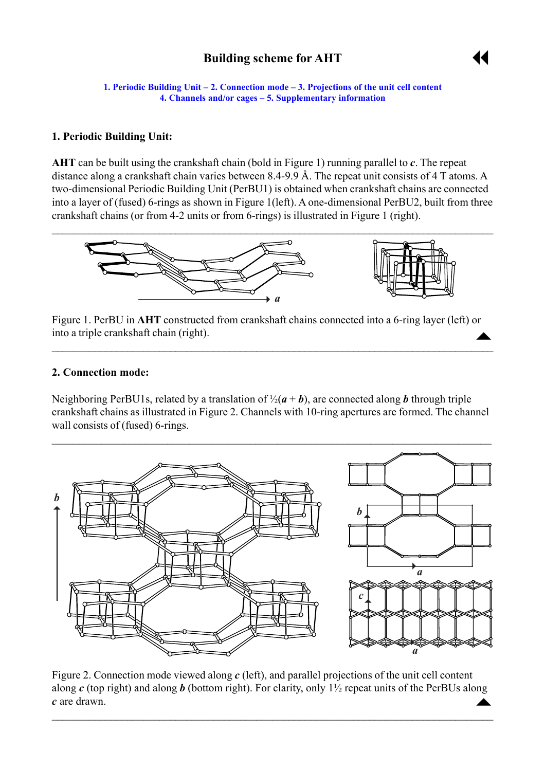# Building scheme for AHT

1. Periodic Building Unit – 2. Connection mode – 3. Projections of the unit cell content
4. Channels and/or cages – 5. Supplementary information

## 1. Periodic Building Unit:

**AHT** can be built using the crankshaft chain (bold in Figure 1) running parallel to ***c***. The repeat distance along a crankshaft chain varies between 8.4-9.9 Å. The repeat unit consists of 4 T atoms. A two-dimensional Periodic Building Unit (PerBU1) is obtained when crankshaft chains are connected into a layer of (fused) 6-rings as shown in Figure 1(left). A one-dimensional PerBU2, built from three crankshaft chains (or from 4-2 units or from 6-rings) is illustrated in Figure 1 (right).

Figure 1. PerBU in **AHT** constructed from crankshaft chains connected into a 6-ring layer (left) or into a triple crankshaft chain (right).

## 2. Connection mode:

Neighboring PerBU1s, related by a translation of ½(***a*** + ***b***), are connected along ***b*** through triple crankshaft chains as illustrated in Figure 2. Channels with 10-ring apertures are formed. The channel wall consists of (fused) 6-rings.

Figure 2. Connection mode viewed along ***c*** (left), and parallel projections of the unit cell content along ***c*** (top right) and along ***b*** (bottom right). For clarity, only 1½ repeat units of the PerBUs along ***c*** are drawn.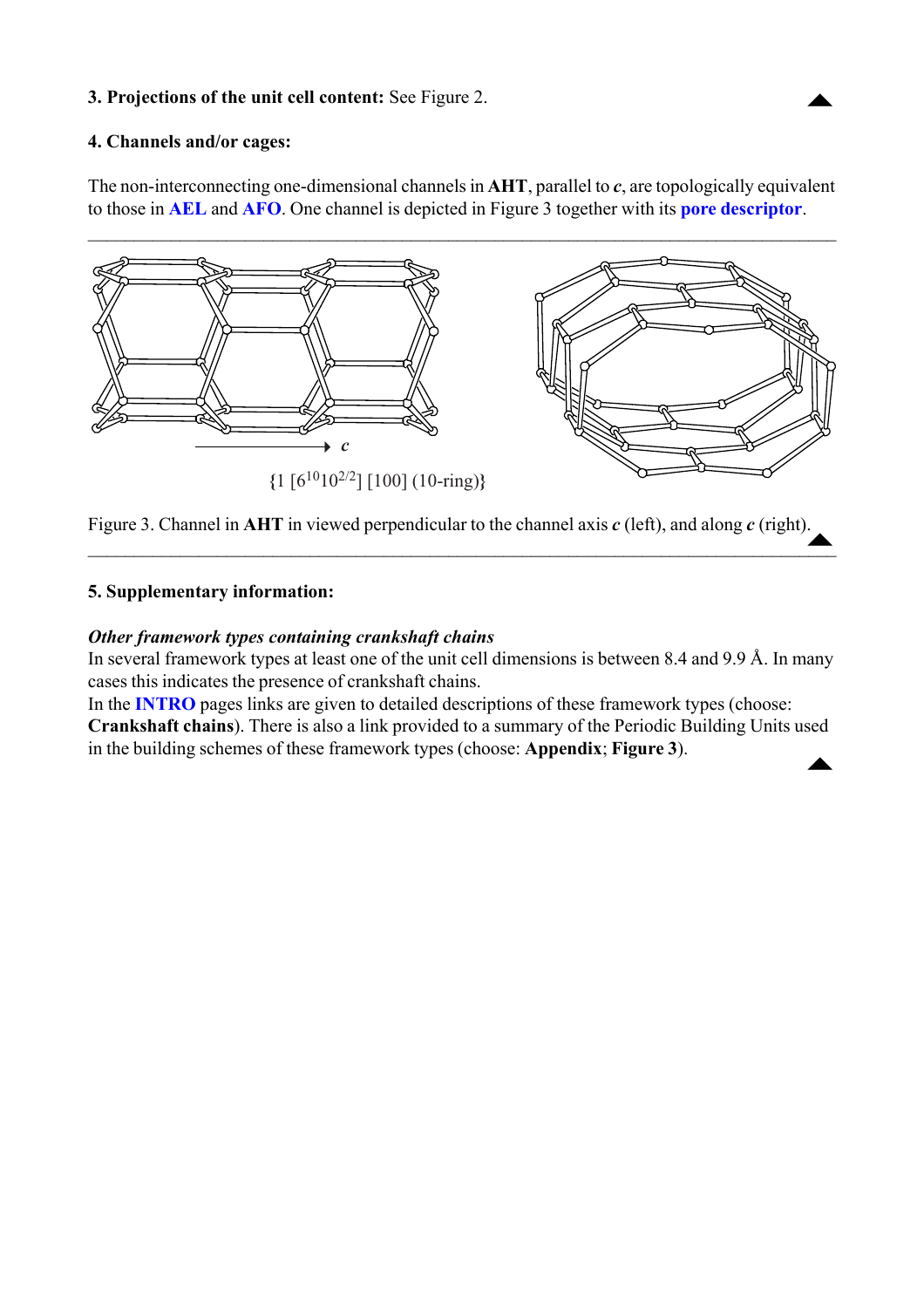**3. Projections of the unit cell content:** See Figure 2.

**4. Channels and/or cages:**

The non-interconnecting one-dimensional channels in **AHT**, parallel to ***c***, are topologically equivalent to those in **AEL** and **AFO**. One channel is depicted in Figure 3 together with its **pore descriptor**.

c

{1 [$6^{10}10^{2/2}$] [100] (10-ring)}

Figure 3. Channel in **AHT** in viewed perpendicular to the channel axis ***c*** (left), and along ***c*** (right).

**5. Supplementary information:**

***Other framework types containing crankshaft chains***

In several framework types at least one of the unit cell dimensions is between 8.4 and 9.9 Å. In many cases this indicates the presence of crankshaft chains.

In the **INTRO** pages links are given to detailed descriptions of these framework types (choose: **Crankshaft chains**). There is also a link provided to a summary of the Periodic Building Units used in the building schemes of these framework types (choose: **Appendix**; **Figure 3**).